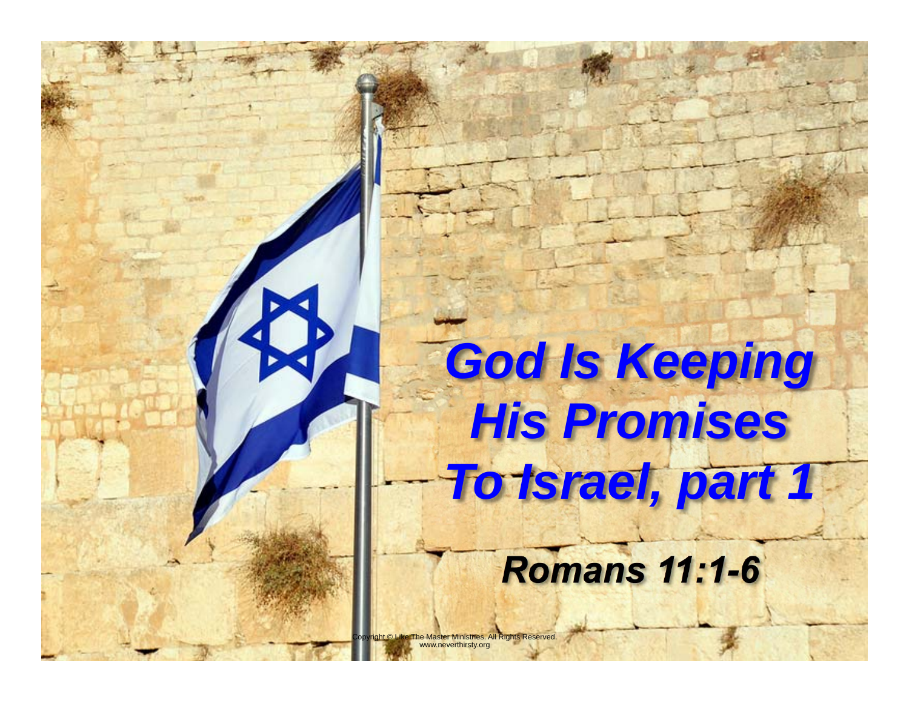# God Is Keeping His Promises To Israel, part 1

## Romans 11:1-6

Copyright © Like The Master Ministries. All Rights Reserved.
www.neverthirsty.org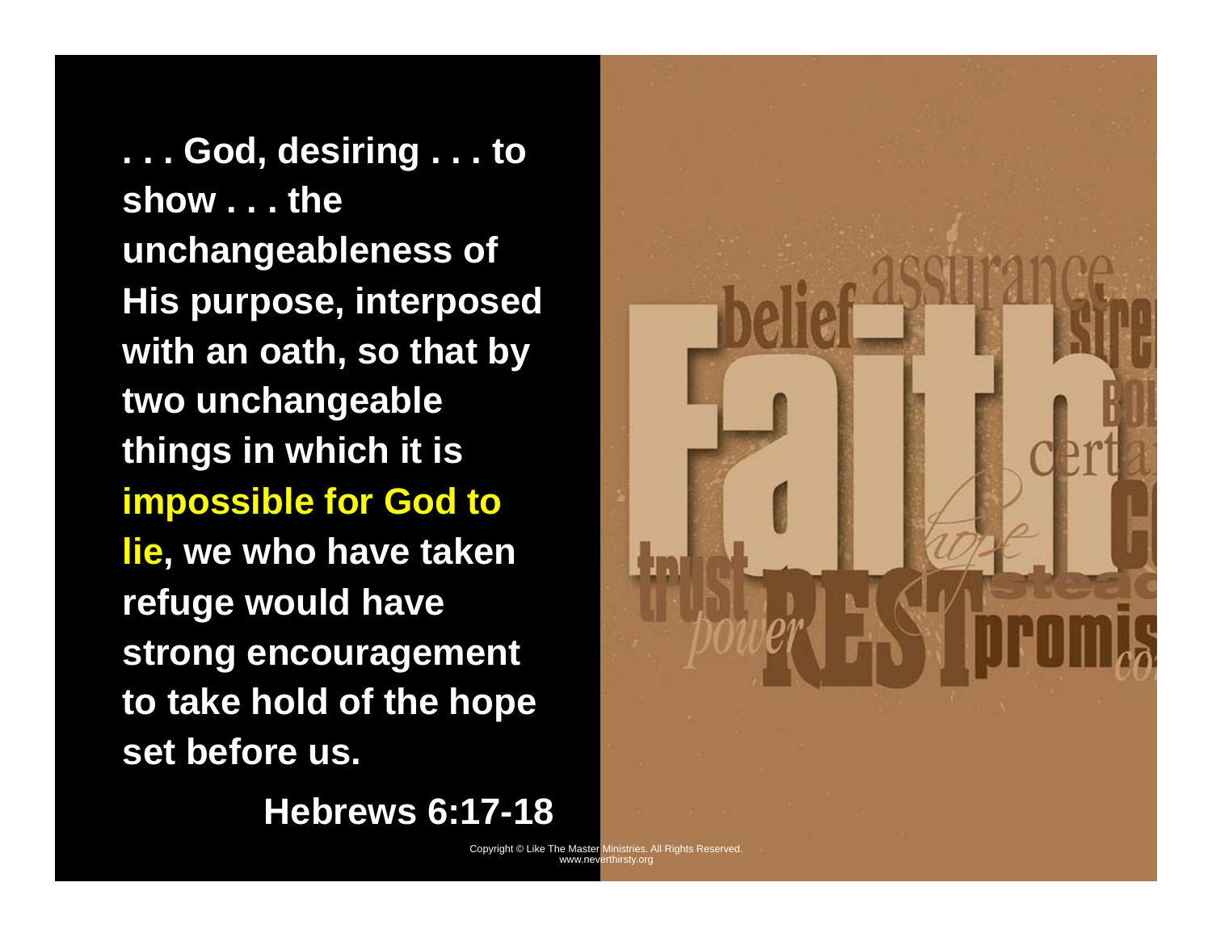**. . . God, desiring . . . to show . . . the unchangeableness of His purpose, interposed with an oath, so that by two unchangeable things in which it is impossible for God to lie, we who have taken refuge would have strong encouragement to take hold of the hope set before us.**

**Hebrews 6:17-18**

Copyright © Like The Master Ministries. All Rights Reserved.
www.neverthirsty.org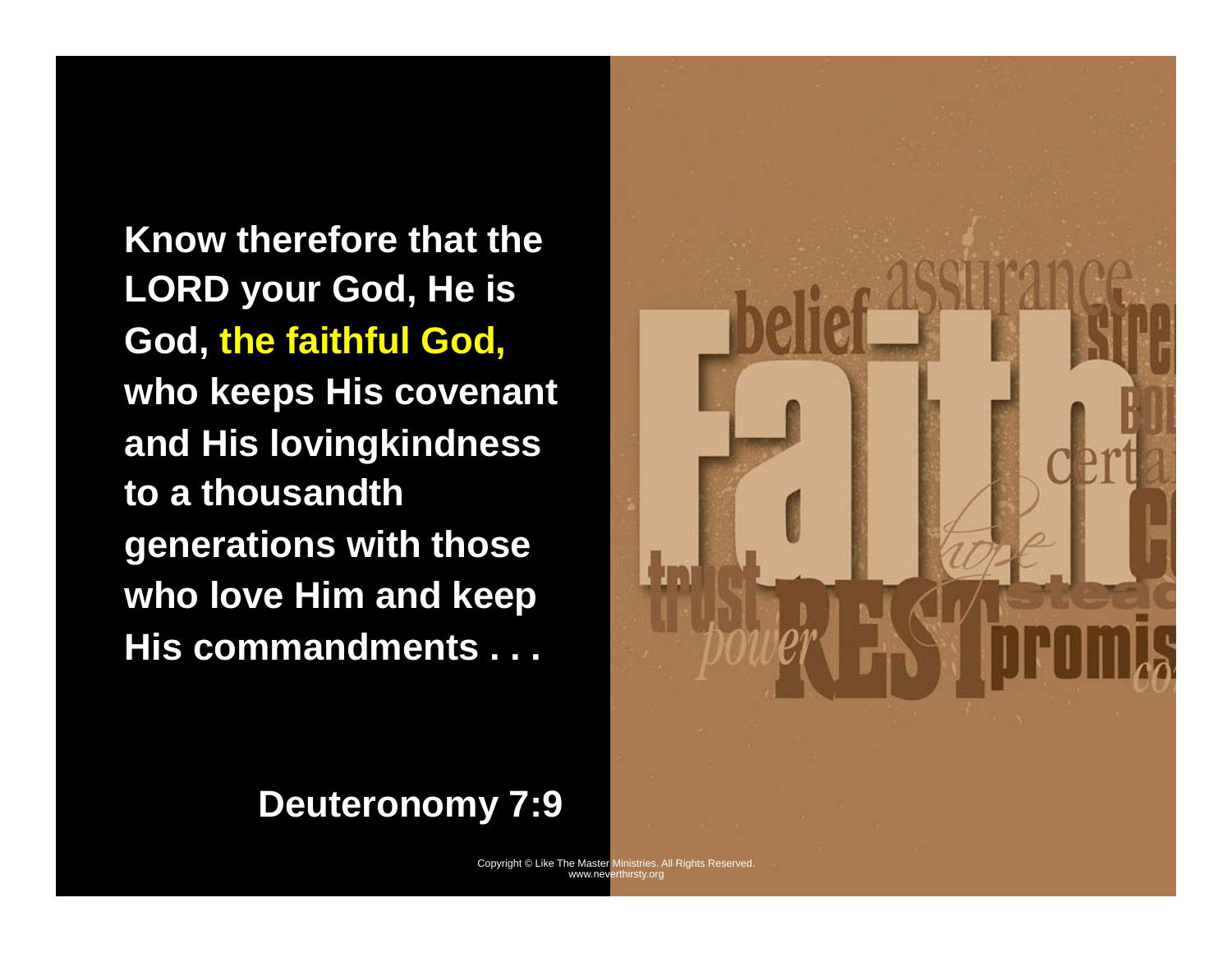Know therefore that the LORD your God, He is God, **the faithful God,** who keeps His covenant and His lovingkindness to a thousandth generations with those who love Him and keep His commandments . . .

Deuteronomy 7:9

Copyright © Like The Master Ministries. All Rights Reserved.
www.neverthirsty.org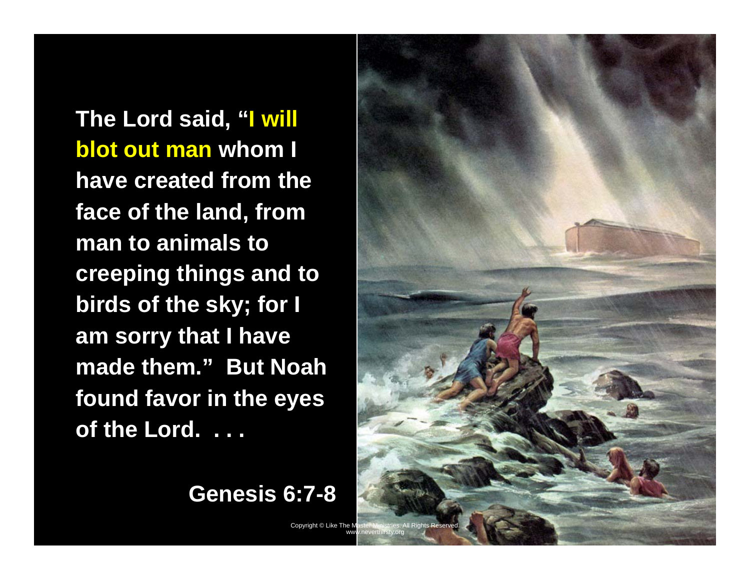The Lord said, "**I will blot out man** whom I have created from the face of the land, from man to animals to creeping things and to birds of the sky; for I am sorry that I have made them." But Noah found favor in the eyes of the Lord. . . .

**Genesis 6:7-8**

Copyright © Like The Master Ministries. All Rights Reserved.
www.neverthirsty.org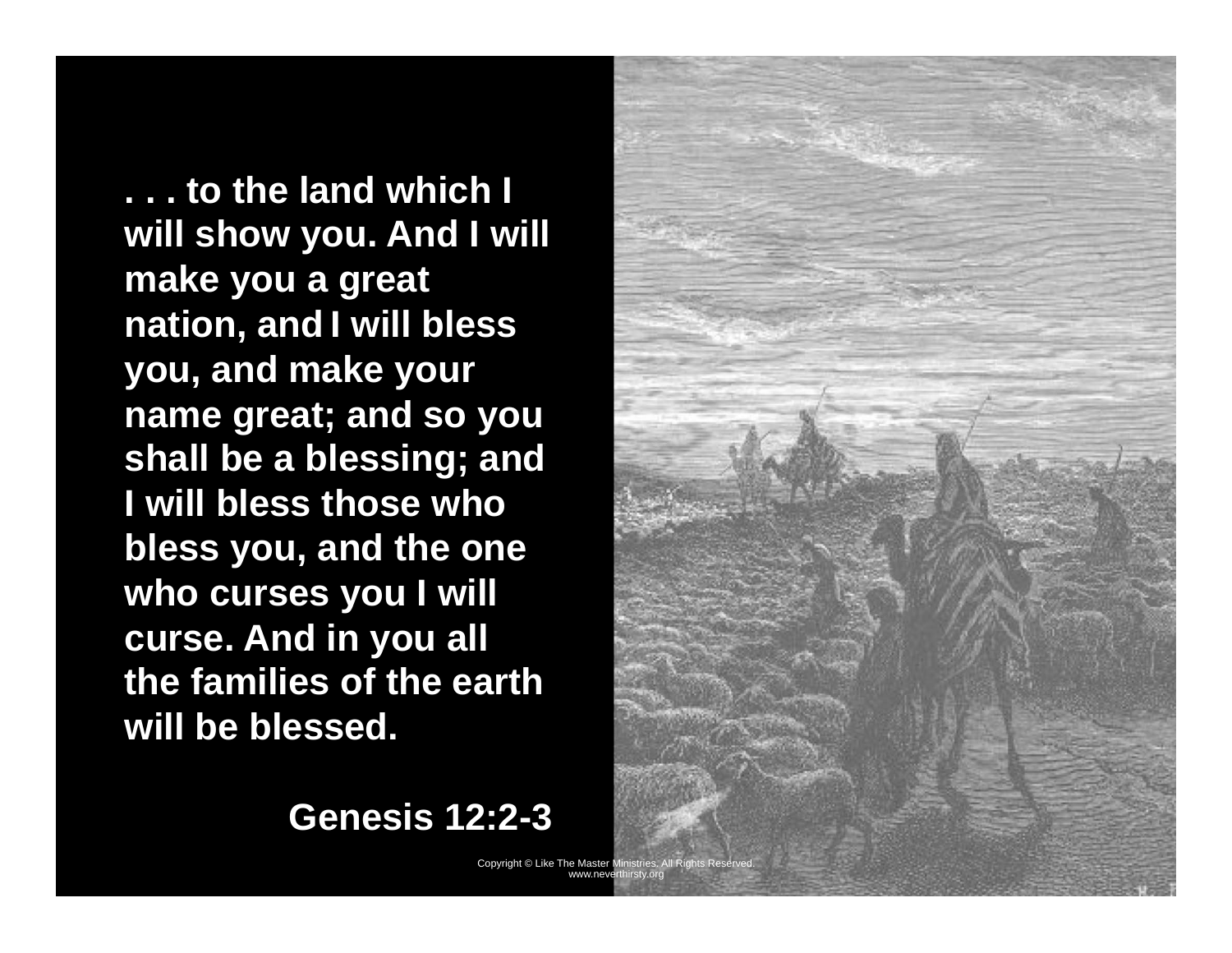. . . to the land which I will show you. And I will make you a great nation, and I will bless you, and make your name great; and so you shall be a blessing; and I will bless those who bless you, and the one who curses you I will curse. And in you all the families of the earth will be blessed.

Genesis 12:2-3

Copyright © Like The Master Ministries. All Rights Reserved.
www.neverthirsty.org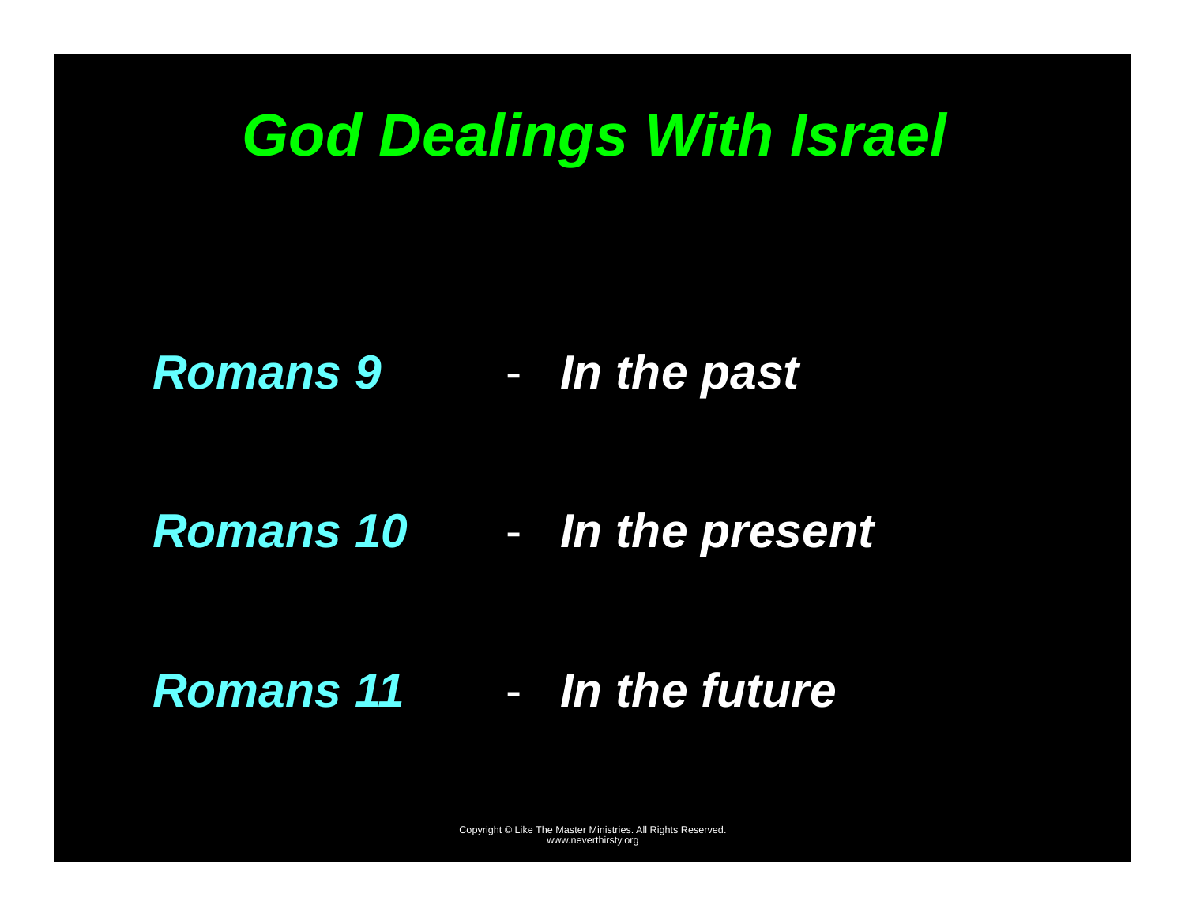# *God Dealings With Israel*

***Romans 9*** - ***In the past***

***Romans 10*** - ***In the present***

***Romans 11*** - ***In the future***

Copyright © Like The Master Ministries. All Rights Reserved.
www.neverthirsty.org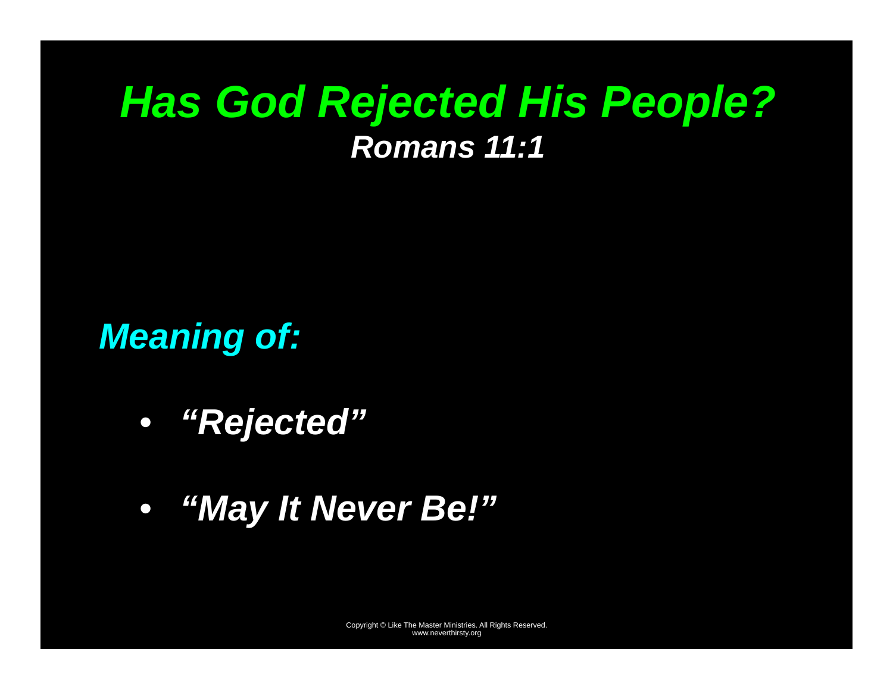# *Has God Rejected His People?*

## *Romans 11:1*

***Meaning of:***

- ***"Rejected"***
- ***"May It Never Be!"***

Copyright © Like The Master Ministries. All Rights Reserved.
www.neverthirsty.org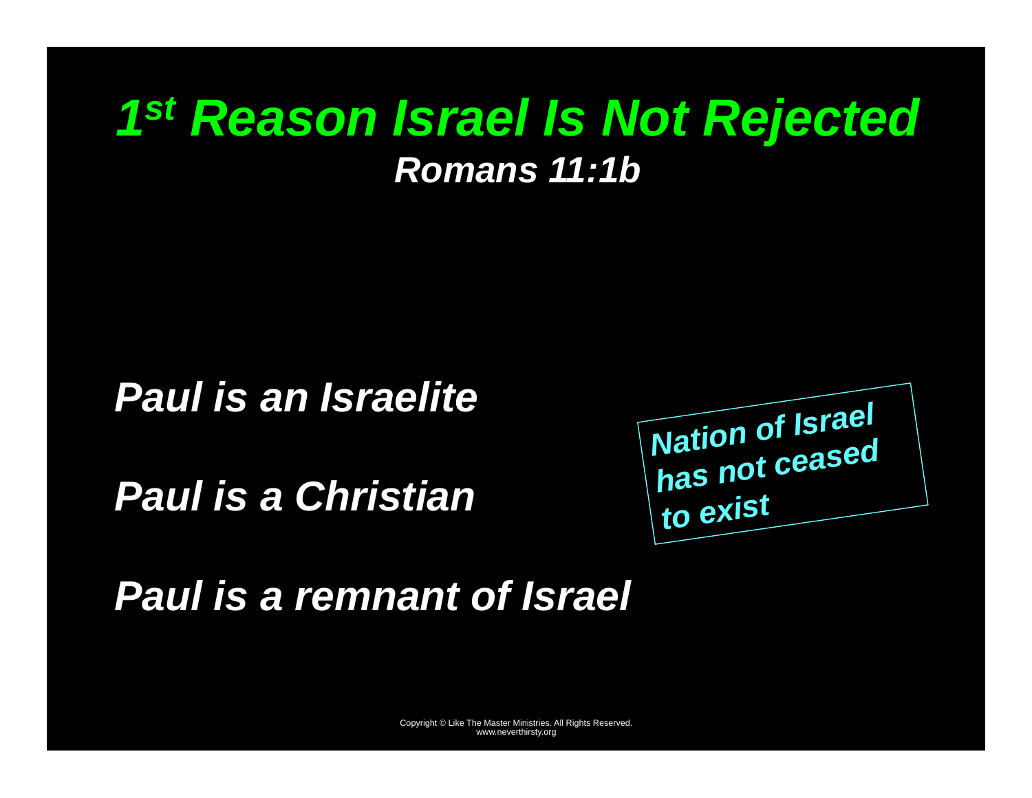# *1[st] Reason Israel Is Not Rejected*

***Romans 11:1b***

***Paul is an Israelite***

***Paul is a Christian***

***Paul is a remnant of Israel***

***Nation of Israel has not ceased to exist***

Copyright © Like The Master Ministries. All Rights Reserved.
www.neverthirsty.org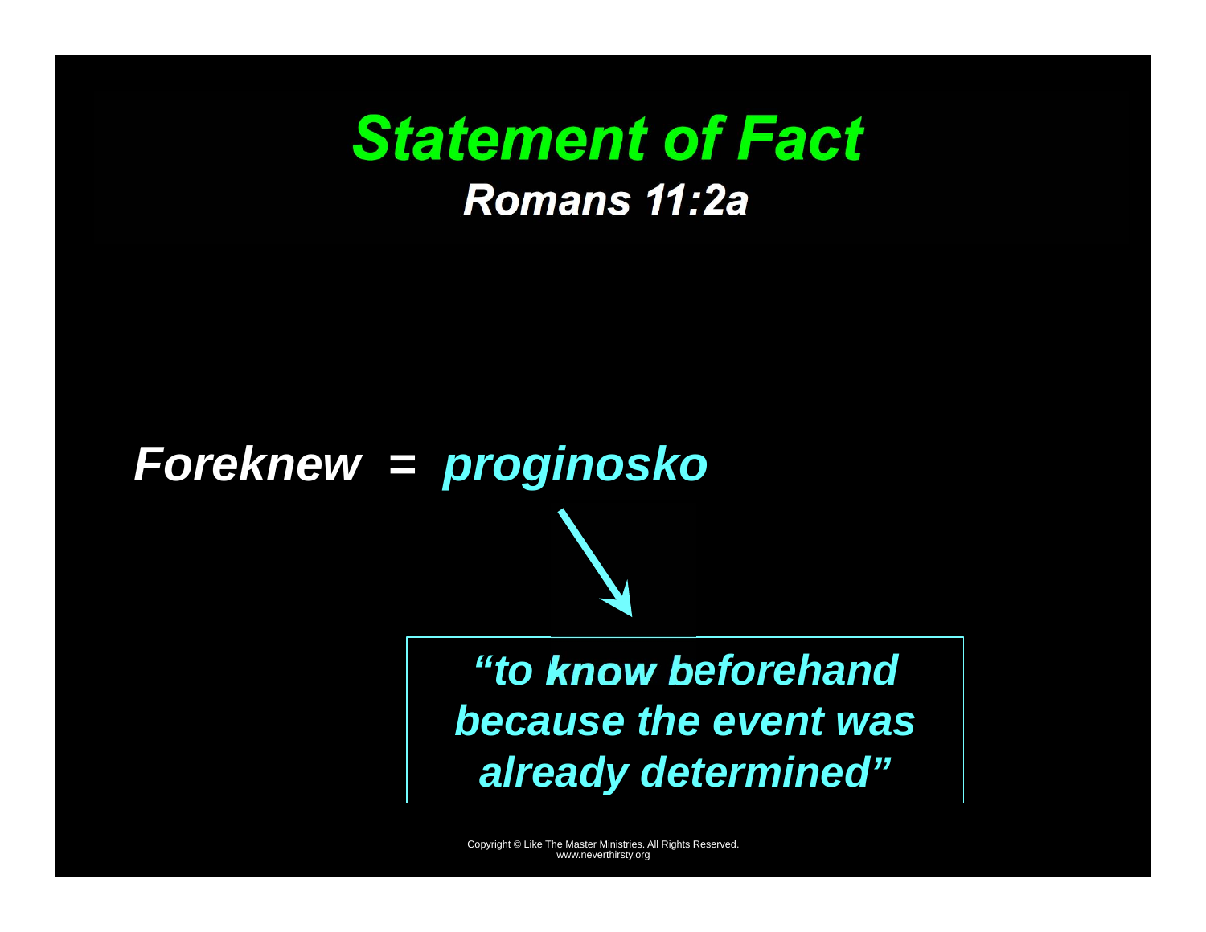# *Statement of Fact*

## *Romans 11:2a*

***Foreknew = proginosko***

> ***"to know beforehand because the event was already determined"***

Copyright © Like The Master Ministries. All Rights Reserved.
www.neverthirsty.org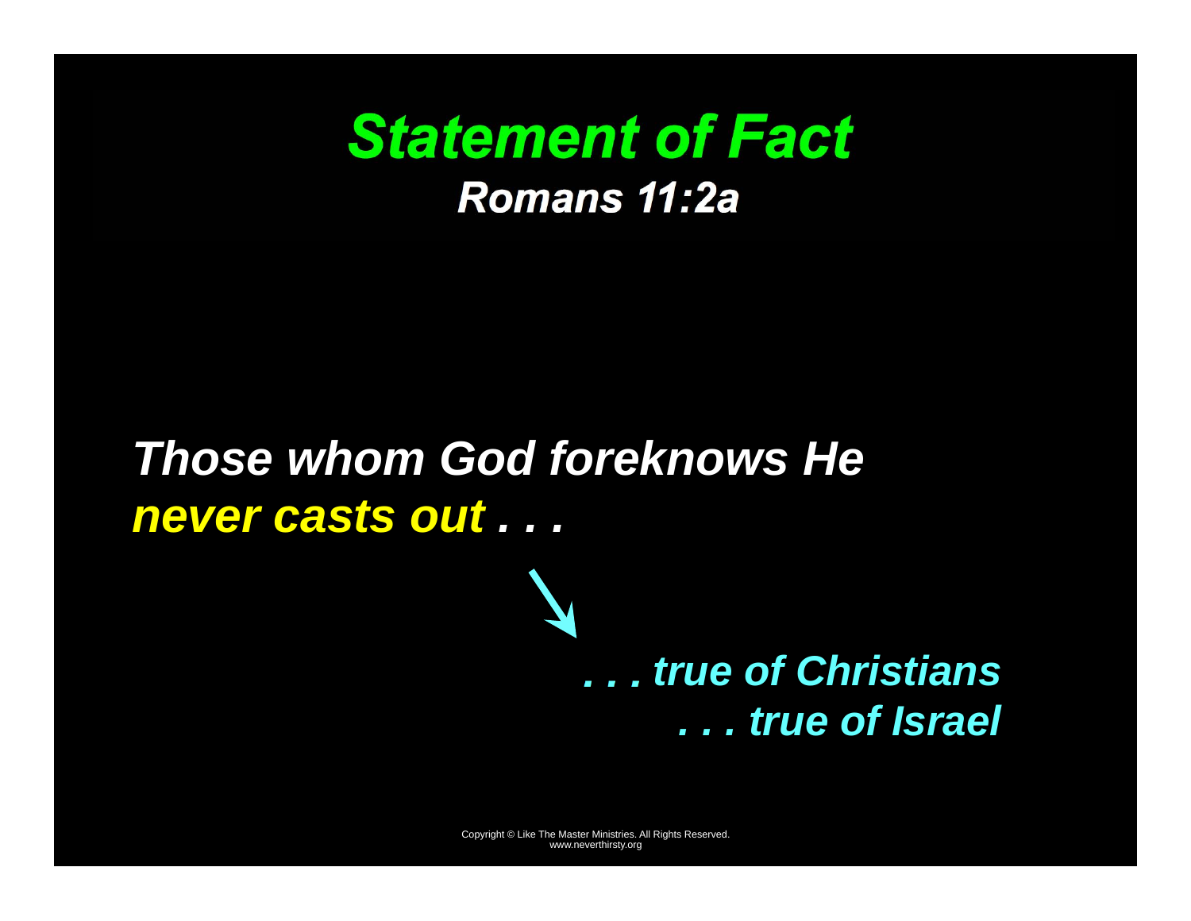# Statement of Fact

## Romans 11:2a

*Those whom God foreknows He* ***never casts out . . .***

↘

*. . . true of Christians*
*. . . true of Israel*

Copyright © Like The Master Ministries. All Rights Reserved.
www.neverthirsty.org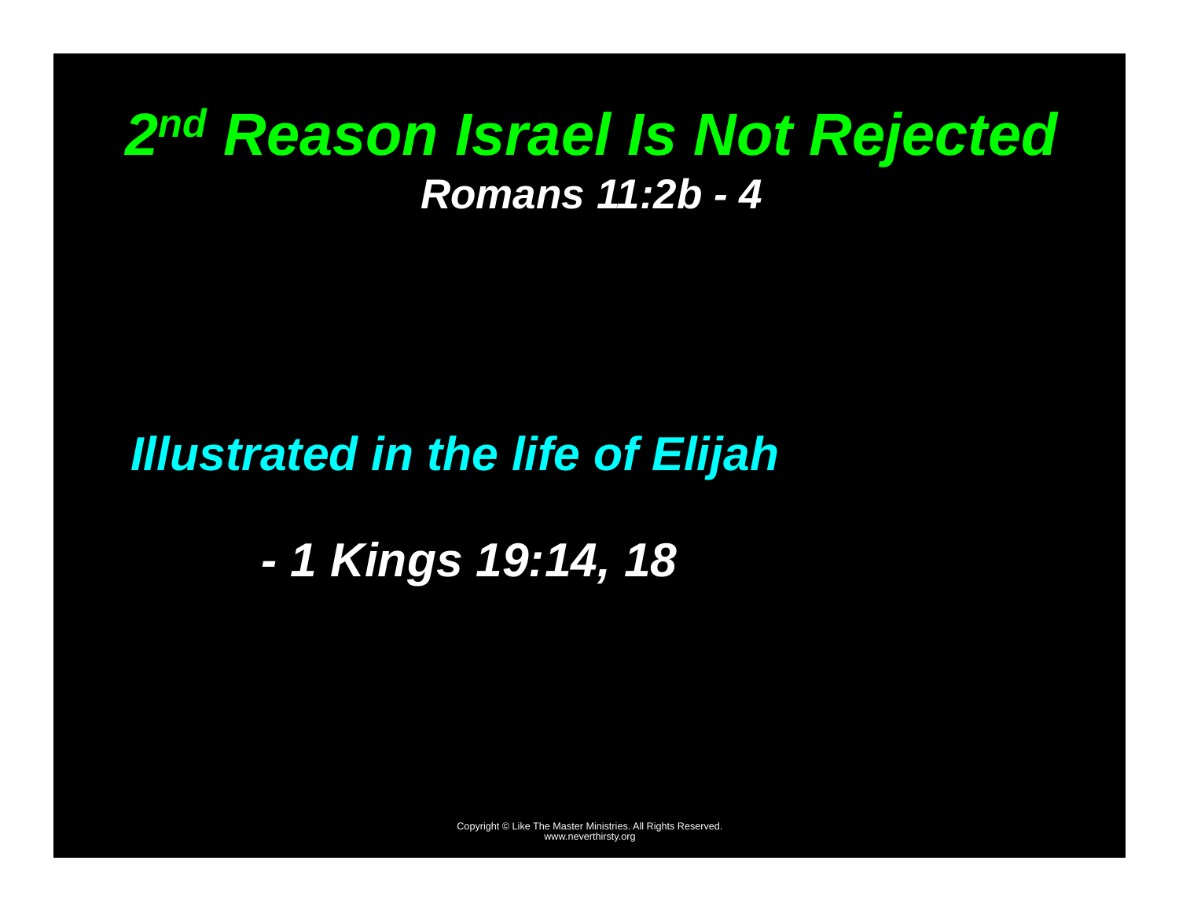# *2nd Reason Israel Is Not Rejected*

***Romans 11:2b - 4***

***Illustrated in the life of Elijah***

***- 1 Kings 19:14, 18***

Copyright © Like The Master Ministries. All Rights Reserved.
www.neverthirsty.org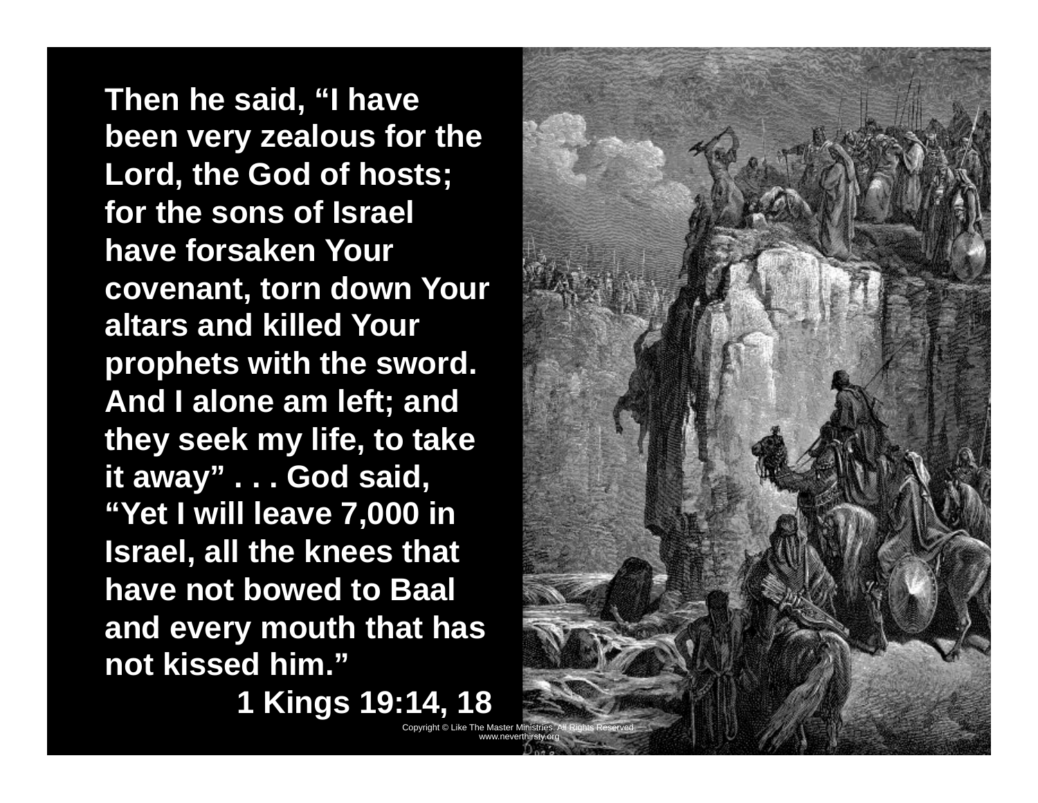**Then he said, "I have been very zealous for the Lord, the God of hosts; for the sons of Israel have forsaken Your covenant, torn down Your altars and killed Your prophets with the sword. And I alone am left; and they seek my life, to take it away" . . . God said, "Yet I will leave 7,000 in Israel, all the knees that have not bowed to Baal and every mouth that has not kissed him."**

**1 Kings 19:14, 18**

Copyright © Like The Master Ministries. All Rights Reserved.
www.neverthirsty.org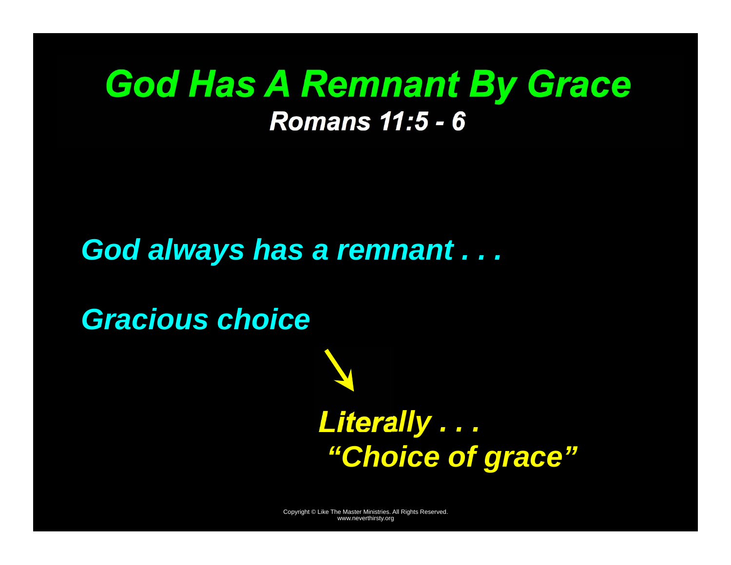# *God Has A Remnant By Grace*

### *Romans 11:5 - 6*

*God always has a remnant . . .*

*Gracious choice*

↘

*Literally . . .*
*"Choice of grace"*

Copyright © Like The Master Ministries. All Rights Reserved.
www.neverthirsty.org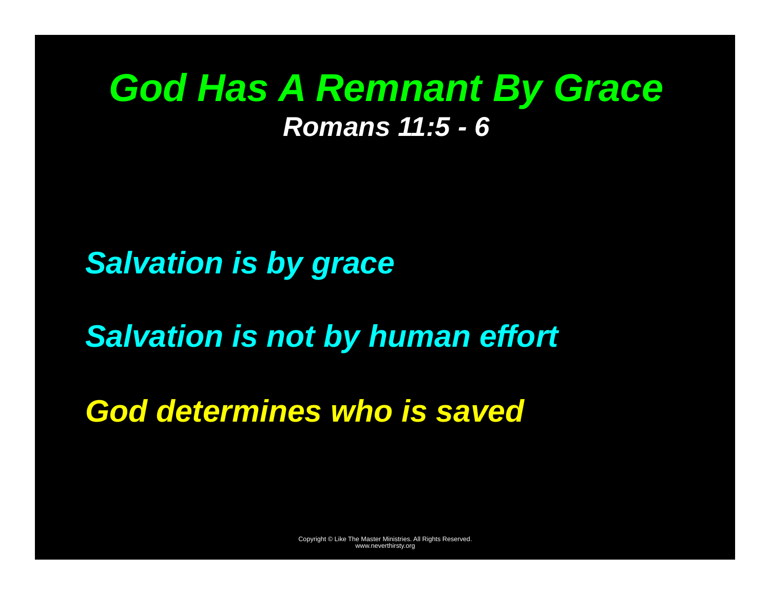# *God Has A Remnant By Grace*

## *Romans 11:5 - 6*

*Salvation is by grace*

*Salvation is not by human effort*

*God determines who is saved*

Copyright © Like The Master Ministries. All Rights Reserved.
www.neverthirsty.org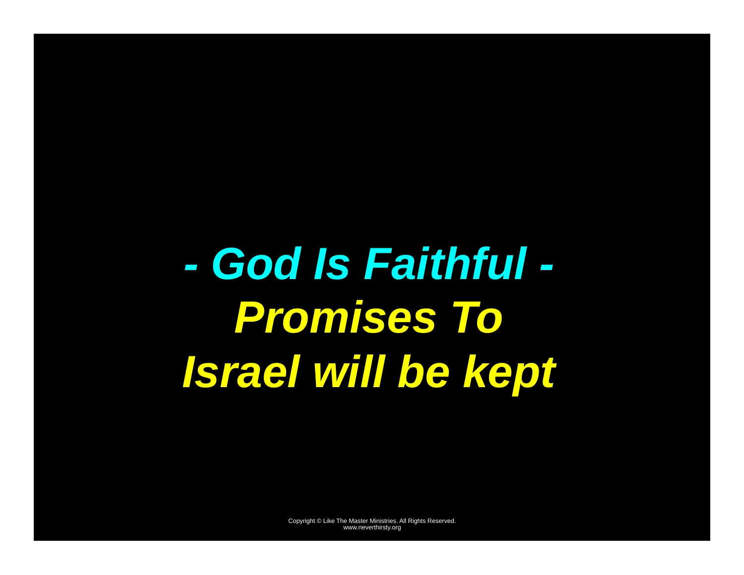***- God Is Faithful -***

***Promises To Israel will be kept***

Copyright © Like The Master Ministries. All Rights Reserved.
www.neverthirsty.org